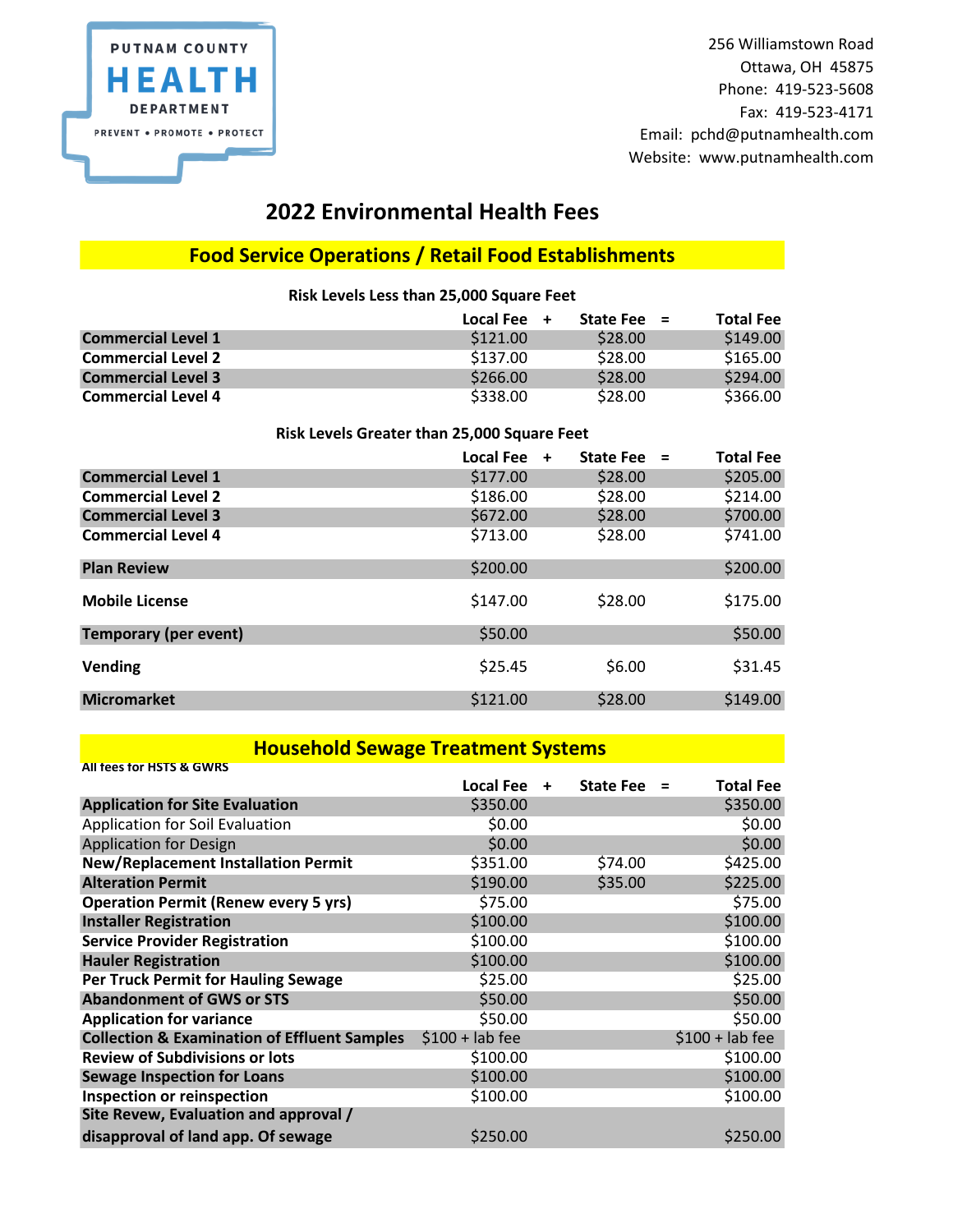PUTNAM COUNTY
# HEALTH
DEPARTMENT

PREVENT • PROMOTE • PROTECT

256 Williamstown Road
Ottawa, OH 45875
Phone: 419-523-5608
Fax: 419-523-4171
Email: pchd@putnamhealth.com
Website: www.putnamhealth.com

# 2022 Environmental Health Fees

## Food Service Operations / Retail Food Establishments

### Risk Levels Less than 25,000 Square Feet

| | Local Fee + | State Fee = | Total Fee |
|---|---|---|---|
| **Commercial Level 1** | $121.00 | $28.00 | $149.00 |
| **Commercial Level 2** | $137.00 | $28.00 | $165.00 |
| **Commercial Level 3** | $266.00 | $28.00 | $294.00 |
| **Commercial Level 4** | $338.00 | $28.00 | $366.00 |

### Risk Levels Greater than 25,000 Square Feet

| | Local Fee + | State Fee = | Total Fee |
|---|---|---|---|
| **Commercial Level 1** | $177.00 | $28.00 | $205.00 |
| **Commercial Level 2** | $186.00 | $28.00 | $214.00 |
| **Commercial Level 3** | $672.00 | $28.00 | $700.00 |
| **Commercial Level 4** | $713.00 | $28.00 | $741.00 |
| **Plan Review** | $200.00 | | $200.00 |
| **Mobile License** | $147.00 | $28.00 | $175.00 |
| **Temporary (per event)** | $50.00 | | $50.00 |
| **Vending** | $25.45 | $6.00 | $31.45 |
| **Micromarket** | $121.00 | $28.00 | $149.00 |

## Household Sewage Treatment Systems

**All fees for HSTS & GWRS**

| | Local Fee + | State Fee = | Total Fee |
|---|---|---|---|
| **Application for Site Evaluation** | $350.00 | | $350.00 |
| Application for Soil Evaluation | $0.00 | | $0.00 |
| Application for Design | $0.00 | | $0.00 |
| **New/Replacement Installation Permit** | $351.00 | $74.00 | $425.00 |
| **Alteration Permit** | $190.00 | $35.00 | $225.00 |
| **Operation Permit (Renew every 5 yrs)** | $75.00 | | $75.00 |
| **Installer Registration** | $100.00 | | $100.00 |
| **Service Provider Registration** | $100.00 | | $100.00 |
| **Hauler Registration** | $100.00 | | $100.00 |
| **Per Truck Permit for Hauling Sewage** | $25.00 | | $25.00 |
| **Abandonment of GWS or STS** | $50.00 | | $50.00 |
| **Application for variance** | $50.00 | | $50.00 |
| **Collection & Examination of Effluent Samples** | $100 + lab fee | | $100 + lab fee |
| **Review of Subdivisions or lots** | $100.00 | | $100.00 |
| **Sewage Inspection for Loans** | $100.00 | | $100.00 |
| **Inspection or reinspection** | $100.00 | | $100.00 |
| **Site Revew, Evaluation and approval / disapproval of land app. Of sewage** | $250.00 | | $250.00 |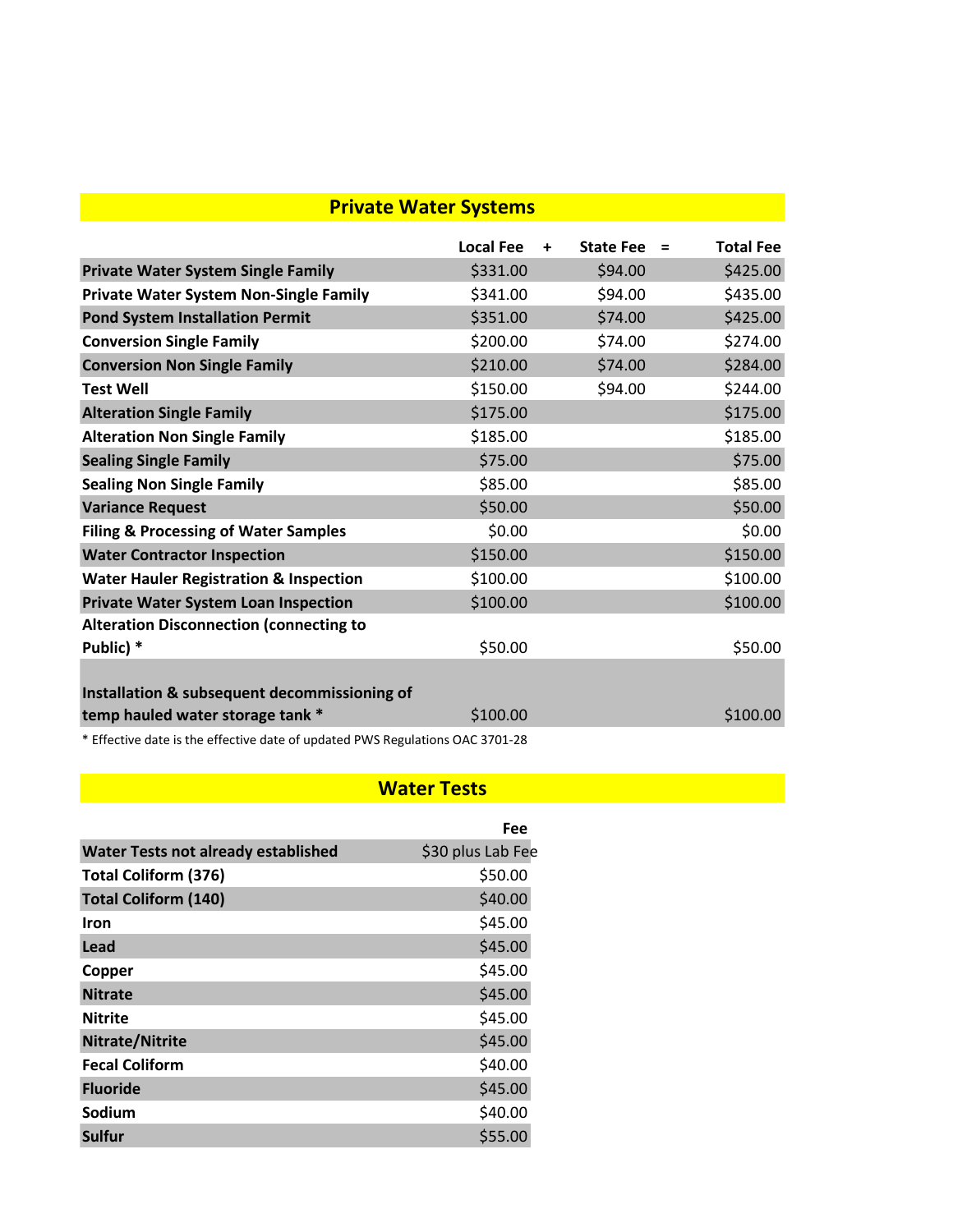## Private Water Systems

| | Local Fee | + | State Fee | = | Total Fee |
|---|---|---|---|---|---|
| **Private Water System Single Family** | $331.00 | | $94.00 | | $425.00 |
| **Private Water System Non-Single Family** | $341.00 | | $94.00 | | $435.00 |
| **Pond System Installation Permit** | $351.00 | | $74.00 | | $425.00 |
| **Conversion Single Family** | $200.00 | | $74.00 | | $274.00 |
| **Conversion Non Single Family** | $210.00 | | $74.00 | | $284.00 |
| **Test Well** | $150.00 | | $94.00 | | $244.00 |
| **Alteration Single Family** | $175.00 | | | | $175.00 |
| **Alteration Non Single Family** | $185.00 | | | | $185.00 |
| **Sealing Single Family** | $75.00 | | | | $75.00 |
| **Sealing Non Single Family** | $85.00 | | | | $85.00 |
| **Variance Request** | $50.00 | | | | $50.00 |
| **Filing & Processing of Water Samples** | $0.00 | | | | $0.00 |
| **Water Contractor Inspection** | $150.00 | | | | $150.00 |
| **Water Hauler Registration & Inspection** | $100.00 | | | | $100.00 |
| **Private Water System Loan Inspection** | $100.00 | | | | $100.00 |
| **Alteration Disconnection (connecting to Public) \*** | $50.00 | | | | $50.00 |
| **Installation & subsequent decommissioning of temp hauled water storage tank \*** | $100.00 | | | | $100.00 |

\* Effective date is the effective date of updated PWS Regulations OAC 3701-28

## Water Tests

| | Fee |
|---|---|
| **Water Tests not already established** | $30 plus Lab Fee |
| **Total Coliform (376)** | $50.00 |
| **Total Coliform (140)** | $40.00 |
| **Iron** | $45.00 |
| **Lead** | $45.00 |
| **Copper** | $45.00 |
| **Nitrate** | $45.00 |
| **Nitrite** | $45.00 |
| **Nitrate/Nitrite** | $45.00 |
| **Fecal Coliform** | $40.00 |
| **Fluoride** | $45.00 |
| **Sodium** | $40.00 |
| **Sulfur** | $55.00 |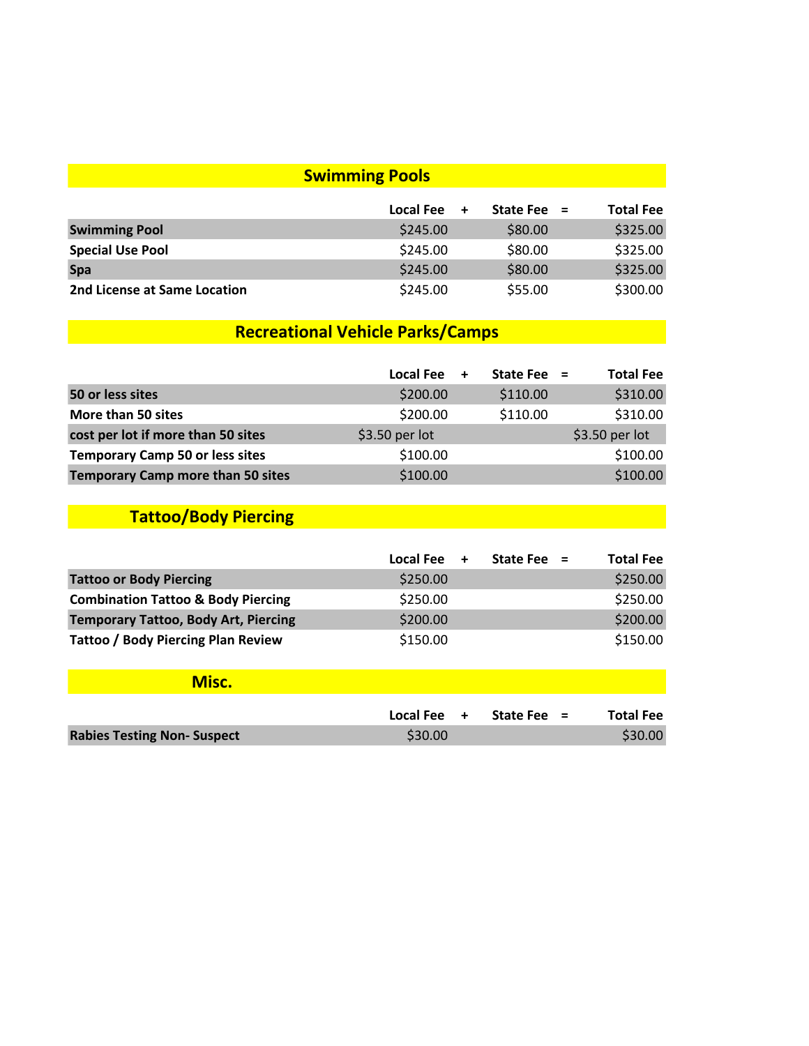## Swimming Pools

| | Local Fee | + | State Fee | = | Total Fee |
|---|---|---|---|---|---|
| **Swimming Pool** | $245.00 | | $80.00 | | $325.00 |
| **Special Use Pool** | $245.00 | | $80.00 | | $325.00 |
| **Spa** | $245.00 | | $80.00 | | $325.00 |
| **2nd License at Same Location** | $245.00 | | $55.00 | | $300.00 |

## Recreational Vehicle Parks/Camps

| | Local Fee | + | State Fee | = | Total Fee |
|---|---|---|---|---|---|
| **50 or less sites** | $200.00 | | $110.00 | | $310.00 |
| **More than 50 sites** | $200.00 | | $110.00 | | $310.00 |
| **cost per lot if more than 50 sites** | $3.50 per lot | | | | $3.50 per lot |
| **Temporary Camp 50 or less sites** | $100.00 | | | | $100.00 |
| **Temporary Camp more than 50 sites** | $100.00 | | | | $100.00 |

## Tattoo/Body Piercing

| | Local Fee | + | State Fee | = | Total Fee |
|---|---|---|---|---|---|
| **Tattoo or Body Piercing** | $250.00 | | | | $250.00 |
| **Combination Tattoo & Body Piercing** | $250.00 | | | | $250.00 |
| **Temporary Tattoo, Body Art, Piercing** | $200.00 | | | | $200.00 |
| **Tattoo / Body Piercing Plan Review** | $150.00 | | | | $150.00 |

## Misc.

| | Local Fee | + | State Fee | = | Total Fee |
|---|---|---|---|---|---|
| **Rabies Testing Non- Suspect** | $30.00 | | | | $30.00 |